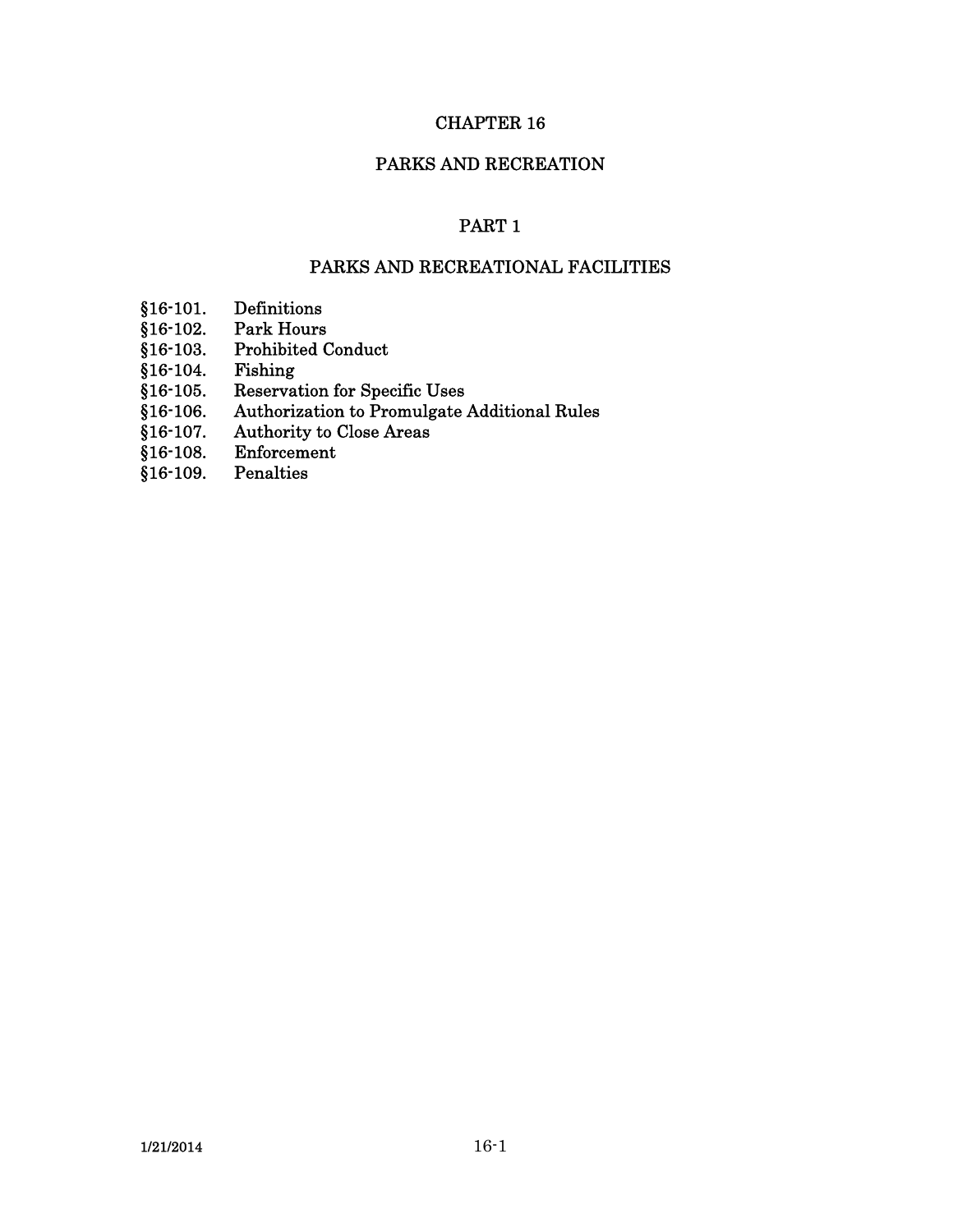# CHAPTER 16

# PARKS AND RECREATION

## PART 1

## PARKS AND RECREATIONAL FACILITIES

§16-101. Definitions
§16-102. Park Hours
§16-103. Prohibited Conduct
§16-104. Fishing
§16-105. Reservation for Specific Uses
§16-106. Authorization to Promulgate Additional Rules
§16-107. Authority to Close Areas
§16-108. Enforcement
§16-109. Penalties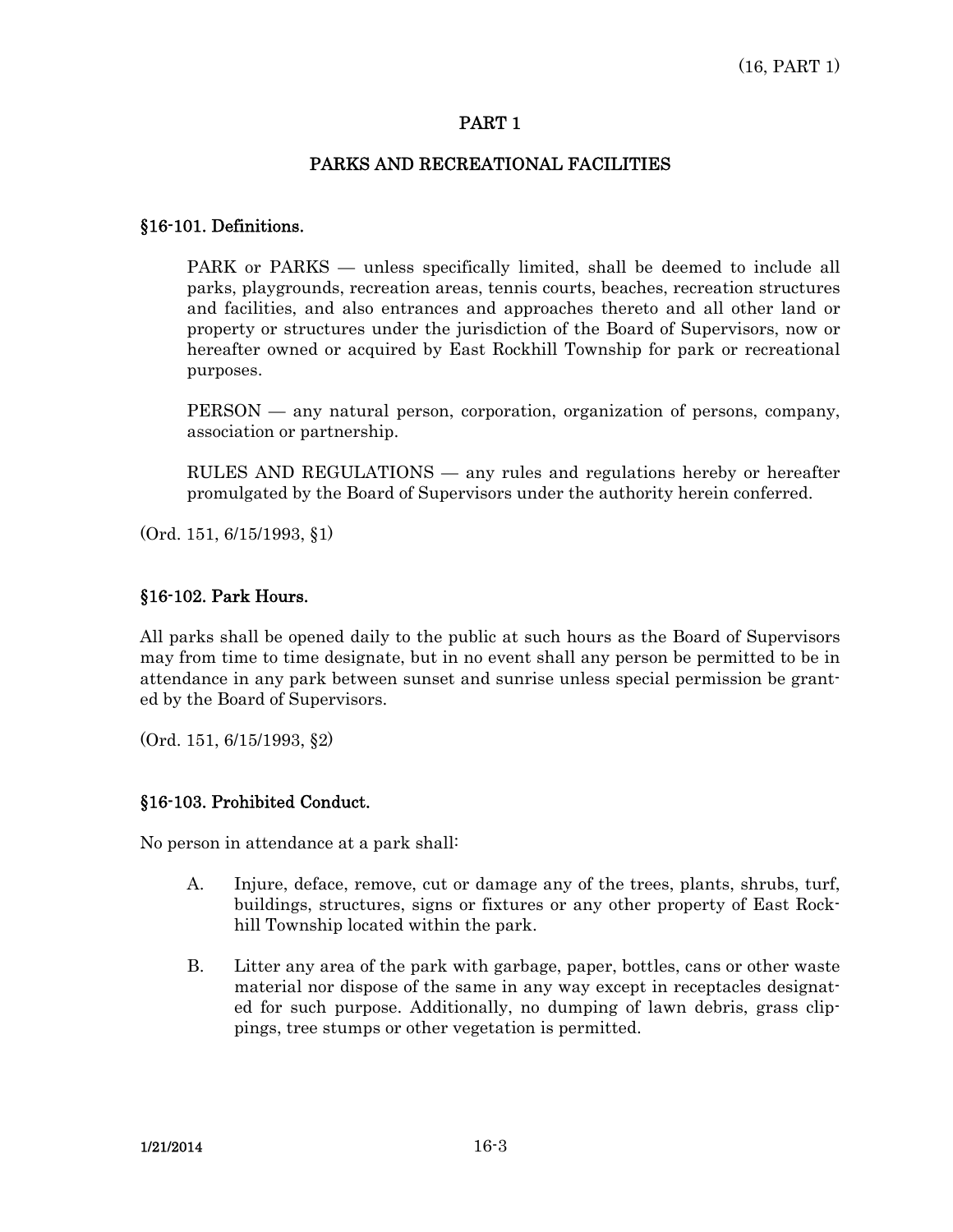# PART 1

## PARKS AND RECREATIONAL FACILITIES

### §16-101. Definitions.

PARK or PARKS — unless specifically limited, shall be deemed to include all parks, playgrounds, recreation areas, tennis courts, beaches, recreation structures and facilities, and also entrances and approaches thereto and all other land or property or structures under the jurisdiction of the Board of Supervisors, now or hereafter owned or acquired by East Rockhill Township for park or recreational purposes.

PERSON — any natural person, corporation, organization of persons, company, association or partnership.

RULES AND REGULATIONS — any rules and regulations hereby or hereafter promulgated by the Board of Supervisors under the authority herein conferred.

(Ord. 151, 6/15/1993, §1)

### §16-102. Park Hours.

All parks shall be opened daily to the public at such hours as the Board of Supervisors may from time to time designate, but in no event shall any person be permitted to be in attendance in any park between sunset and sunrise unless special permission be granted by the Board of Supervisors.

(Ord. 151, 6/15/1993, §2)

### §16-103. Prohibited Conduct.

No person in attendance at a park shall:

A. Injure, deface, remove, cut or damage any of the trees, plants, shrubs, turf, buildings, structures, signs or fixtures or any other property of East Rockhill Township located within the park.

B. Litter any area of the park with garbage, paper, bottles, cans or other waste material nor dispose of the same in any way except in receptacles designated for such purpose. Additionally, no dumping of lawn debris, grass clippings, tree stumps or other vegetation is permitted.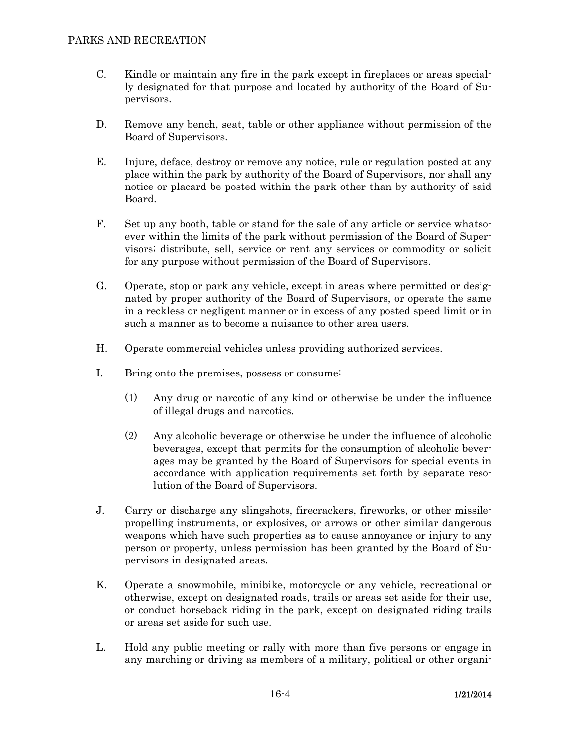C. Kindle or maintain any fire in the park except in fireplaces or areas specially designated for that purpose and located by authority of the Board of Supervisors.

D. Remove any bench, seat, table or other appliance without permission of the Board of Supervisors.

E. Injure, deface, destroy or remove any notice, rule or regulation posted at any place within the park by authority of the Board of Supervisors, nor shall any notice or placard be posted within the park other than by authority of said Board.

F. Set up any booth, table or stand for the sale of any article or service whatsoever within the limits of the park without permission of the Board of Supervisors; distribute, sell, service or rent any services or commodity or solicit for any purpose without permission of the Board of Supervisors.

G. Operate, stop or park any vehicle, except in areas where permitted or designated by proper authority of the Board of Supervisors, or operate the same in a reckless or negligent manner or in excess of any posted speed limit or in such a manner as to become a nuisance to other area users.

H. Operate commercial vehicles unless providing authorized services.

I. Bring onto the premises, possess or consume:

(1) Any drug or narcotic of any kind or otherwise be under the influence of illegal drugs and narcotics.

(2) Any alcoholic beverage or otherwise be under the influence of alcoholic beverages, except that permits for the consumption of alcoholic beverages may be granted by the Board of Supervisors for special events in accordance with application requirements set forth by separate resolution of the Board of Supervisors.

J. Carry or discharge any slingshots, firecrackers, fireworks, or other missile-propelling instruments, or explosives, or arrows or other similar dangerous weapons which have such properties as to cause annoyance or injury to any person or property, unless permission has been granted by the Board of Supervisors in designated areas.

K. Operate a snowmobile, minibike, motorcycle or any vehicle, recreational or otherwise, except on designated roads, trails or areas set aside for their use, or conduct horseback riding in the park, except on designated riding trails or areas set aside for such use.

L. Hold any public meeting or rally with more than five persons or engage in any marching or driving as members of a military, political or other organi-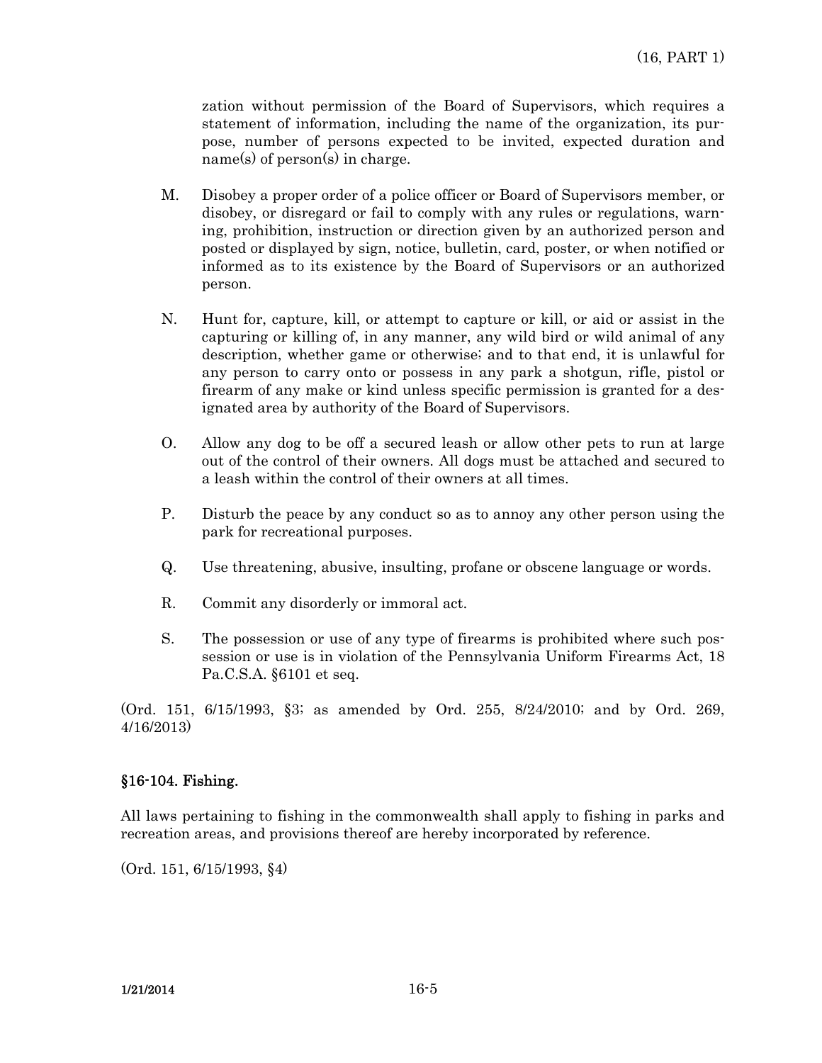zation without permission of the Board of Supervisors, which requires a statement of information, including the name of the organization, its purpose, number of persons expected to be invited, expected duration and name(s) of person(s) in charge.

M. Disobey a proper order of a police officer or Board of Supervisors member, or disobey, or disregard or fail to comply with any rules or regulations, warning, prohibition, instruction or direction given by an authorized person and posted or displayed by sign, notice, bulletin, card, poster, or when notified or informed as to its existence by the Board of Supervisors or an authorized person.

N. Hunt for, capture, kill, or attempt to capture or kill, or aid or assist in the capturing or killing of, in any manner, any wild bird or wild animal of any description, whether game or otherwise; and to that end, it is unlawful for any person to carry onto or possess in any park a shotgun, rifle, pistol or firearm of any make or kind unless specific permission is granted for a designated area by authority of the Board of Supervisors.

O. Allow any dog to be off a secured leash or allow other pets to run at large out of the control of their owners. All dogs must be attached and secured to a leash within the control of their owners at all times.

P. Disturb the peace by any conduct so as to annoy any other person using the park for recreational purposes.

Q. Use threatening, abusive, insulting, profane or obscene language or words.

R. Commit any disorderly or immoral act.

S. The possession or use of any type of firearms is prohibited where such possession or use is in violation of the Pennsylvania Uniform Firearms Act, 18 Pa.C.S.A. §6101 et seq.

(Ord. 151, 6/15/1993, §3; as amended by Ord. 255, 8/24/2010; and by Ord. 269, 4/16/2013)

## §16-104. Fishing.

All laws pertaining to fishing in the commonwealth shall apply to fishing in parks and recreation areas, and provisions thereof are hereby incorporated by reference.

(Ord. 151, 6/15/1993, §4)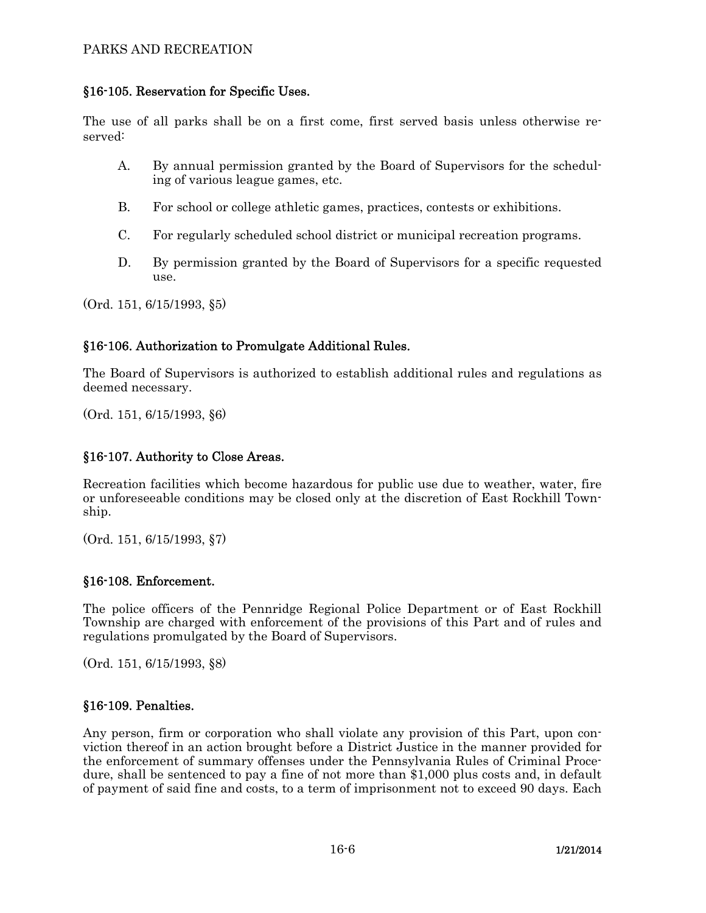## §16-105. Reservation for Specific Uses.

The use of all parks shall be on a first come, first served basis unless otherwise reserved:

A. By annual permission granted by the Board of Supervisors for the scheduling of various league games, etc.

B. For school or college athletic games, practices, contests or exhibitions.

C. For regularly scheduled school district or municipal recreation programs.

D. By permission granted by the Board of Supervisors for a specific requested use.

(Ord. 151, 6/15/1993, §5)

## §16-106. Authorization to Promulgate Additional Rules.

The Board of Supervisors is authorized to establish additional rules and regulations as deemed necessary.

(Ord. 151, 6/15/1993, §6)

## §16-107. Authority to Close Areas.

Recreation facilities which become hazardous for public use due to weather, water, fire or unforeseeable conditions may be closed only at the discretion of East Rockhill Township.

(Ord. 151, 6/15/1993, §7)

## §16-108. Enforcement.

The police officers of the Pennridge Regional Police Department or of East Rockhill Township are charged with enforcement of the provisions of this Part and of rules and regulations promulgated by the Board of Supervisors.

(Ord. 151, 6/15/1993, §8)

## §16-109. Penalties.

Any person, firm or corporation who shall violate any provision of this Part, upon conviction thereof in an action brought before a District Justice in the manner provided for the enforcement of summary offenses under the Pennsylvania Rules of Criminal Procedure, shall be sentenced to pay a fine of not more than $1,000 plus costs and, in default of payment of said fine and costs, to a term of imprisonment not to exceed 90 days. Each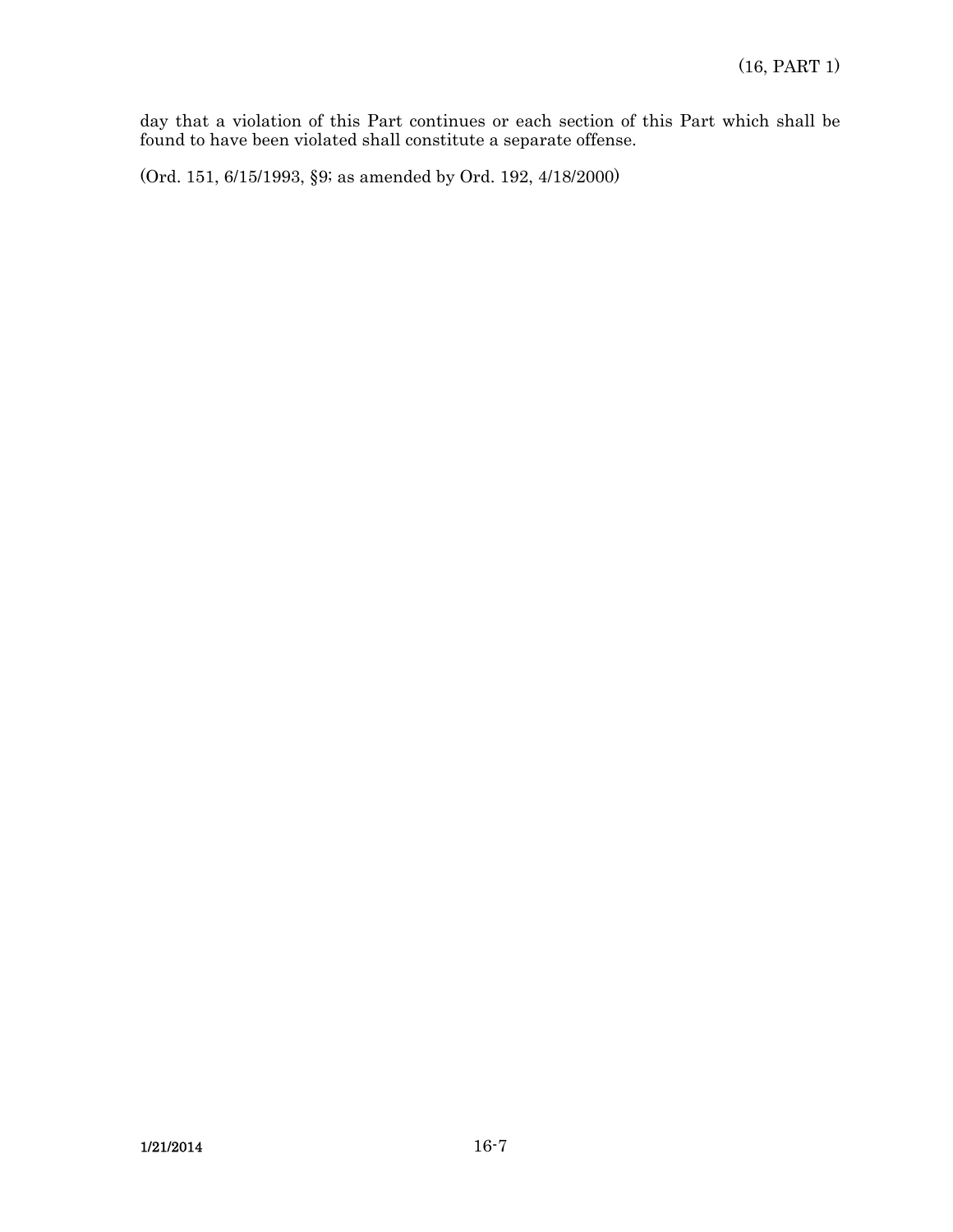day that a violation of this Part continues or each section of this Part which shall be found to have been violated shall constitute a separate offense.

(Ord. 151, 6/15/1993, §9; as amended by Ord. 192, 4/18/2000)